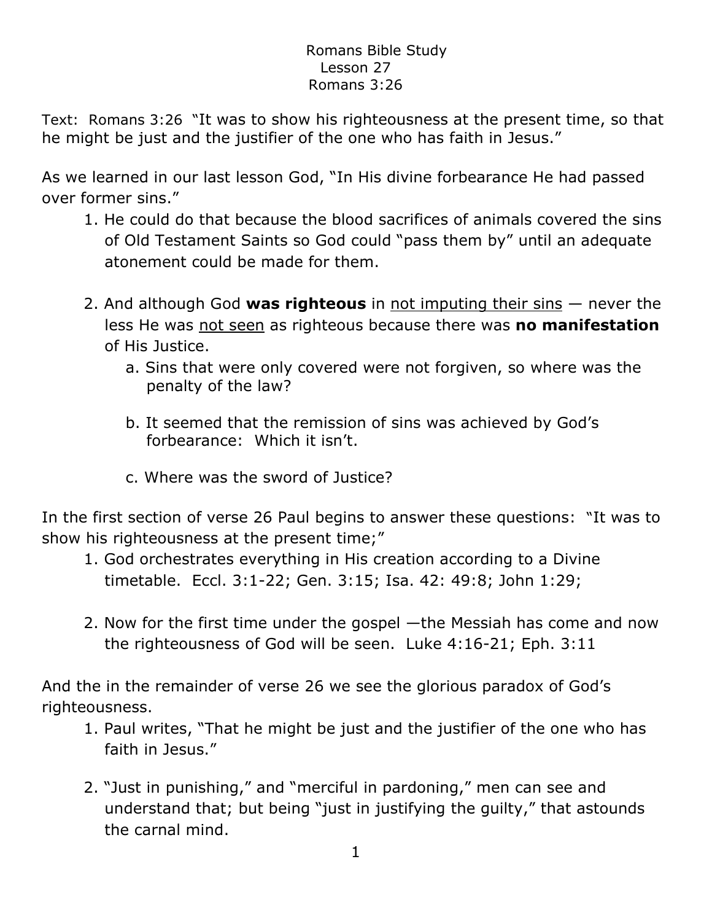Romans Bible Study
Lesson 27
Romans 3:26

Text: Romans 3:26 "It was to show his righteousness at the present time, so that he might be just and the justifier of the one who has faith in Jesus."

As we learned in our last lesson God, "In His divine forbearance He had passed over former sins."

1. He could do that because the blood sacrifices of animals covered the sins of Old Testament Saints so God could "pass them by" until an adequate atonement could be made for them.

2. And although God **was righteous** in <u>not imputing their sins</u> — never the less He was <u>not seen</u> as righteous because there was **no manifestation** of His Justice.
   a. Sins that were only covered were not forgiven, so where was the penalty of the law?

   b. It seemed that the remission of sins was achieved by God's forbearance: Which it isn't.

   c. Where was the sword of Justice?

In the first section of verse 26 Paul begins to answer these questions: "It was to show his righteousness at the present time;"

1. God orchestrates everything in His creation according to a Divine timetable. Eccl. 3:1-22; Gen. 3:15; Isa. 42: 49:8; John 1:29;

2. Now for the first time under the gospel —the Messiah has come and now the righteousness of God will be seen. Luke 4:16-21; Eph. 3:11

And the in the remainder of verse 26 we see the glorious paradox of God's righteousness.

1. Paul writes, "That he might be just and the justifier of the one who has faith in Jesus."

2. "Just in punishing," and "merciful in pardoning," men can see and understand that; but being "just in justifying the guilty," that astounds the carnal mind.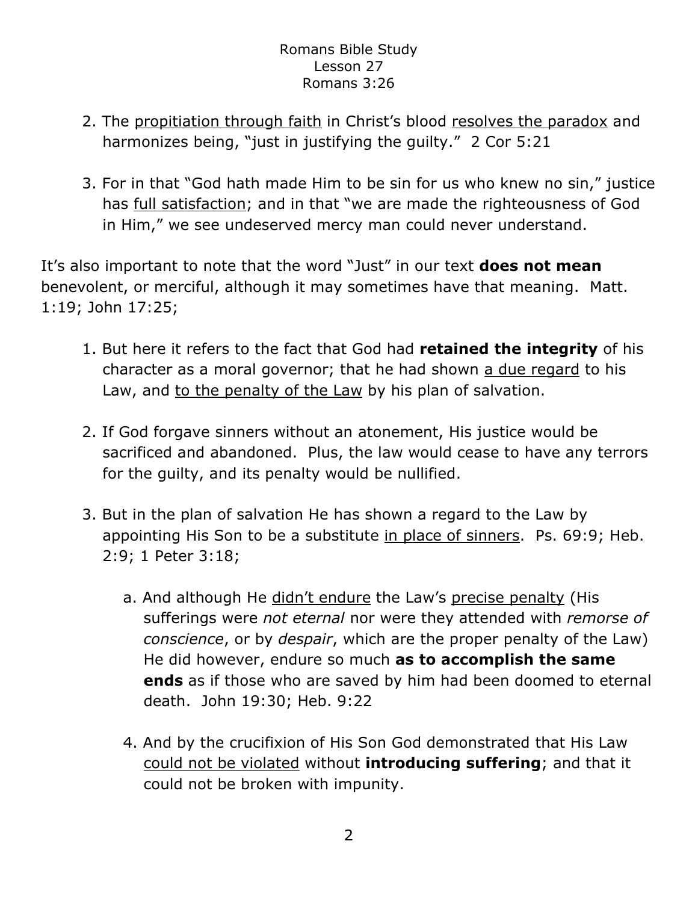2. The <u>propitiation through faith</u> in Christ's blood <u>resolves the paradox</u> and harmonizes being, "just in justifying the guilty." 2 Cor 5:21

3. For in that "God hath made Him to be sin for us who knew no sin," justice has <u>full satisfaction</u>; and in that "we are made the righteousness of God in Him," we see undeserved mercy man could never understand.

It's also important to note that the word "Just" in our text **does not mean** benevolent, or merciful, although it may sometimes have that meaning. Matt. 1:19; John 17:25;

1. But here it refers to the fact that God had **retained the integrity** of his character as a moral governor; that he had shown <u>a due regard</u> to his Law, and <u>to the penalty of the Law</u> by his plan of salvation.

2. If God forgave sinners without an atonement, His justice would be sacrificed and abandoned. Plus, the law would cease to have any terrors for the guilty, and its penalty would be nullified.

3. But in the plan of salvation He has shown a regard to the Law by appointing His Son to be a substitute <u>in place of sinners</u>. Ps. 69:9; Heb. 2:9; 1 Peter 3:18;

   a. And although He <u>didn't endure</u> the Law's <u>precise penalty</u> (His sufferings were *not eternal* nor were they attended with *remorse of conscience*, or by *despair*, which are the proper penalty of the Law) He did however, endure so much **as to accomplish the same ends** as if those who are saved by him had been doomed to eternal death. John 19:30; Heb. 9:22

4. And by the crucifixion of His Son God demonstrated that His Law <u>could not be violated</u> without **introducing suffering**; and that it could not be broken with impunity.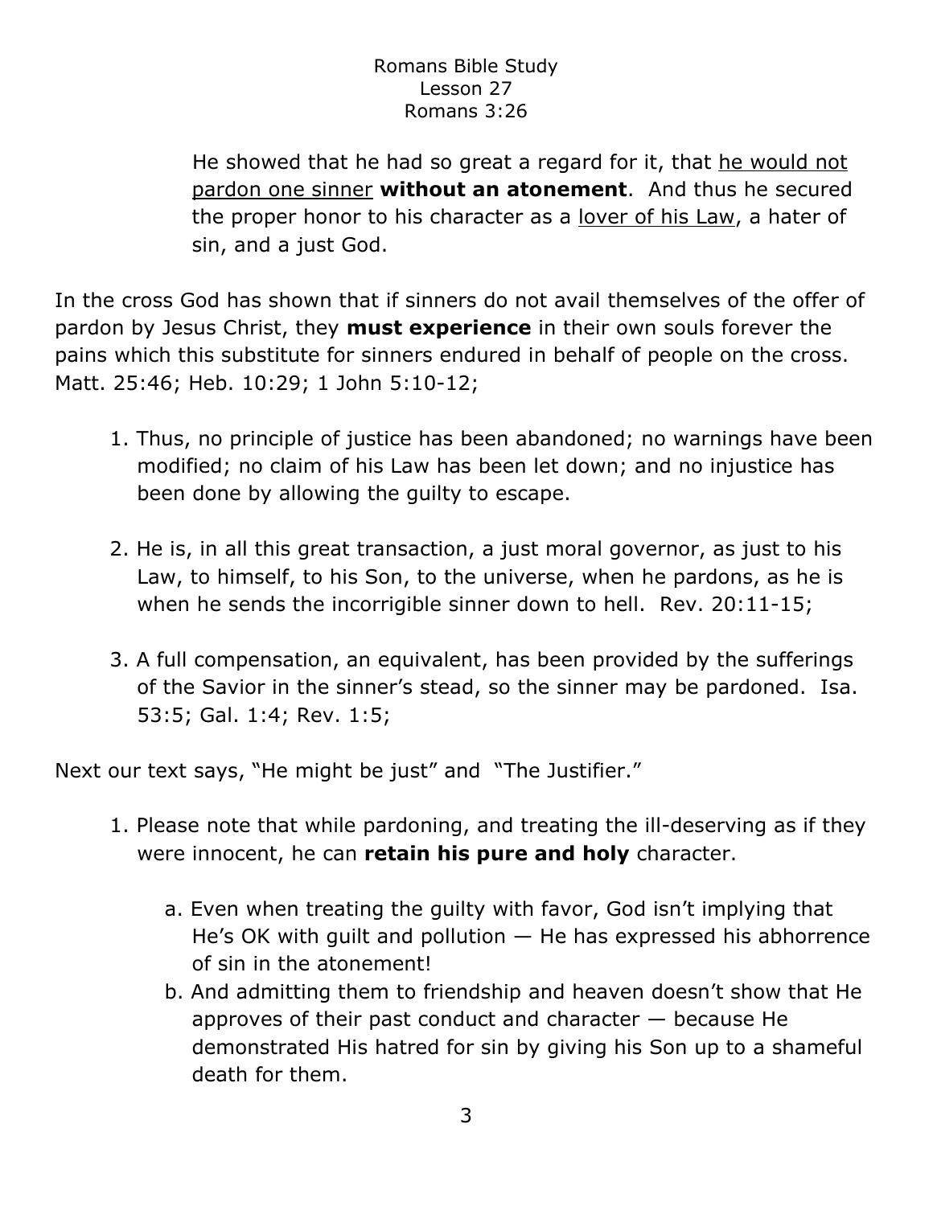He showed that he had so great a regard for it, that <u>he would not pardon one sinner</u> **without an atonement**. And thus he secured the proper honor to his character as a <u>lover of his Law</u>, a hater of sin, and a just God.

In the cross God has shown that if sinners do not avail themselves of the offer of pardon by Jesus Christ, they **must experience** in their own souls forever the pains which this substitute for sinners endured in behalf of people on the cross. Matt. 25:46; Heb. 10:29; 1 John 5:10-12;

1. Thus, no principle of justice has been abandoned; no warnings have been modified; no claim of his Law has been let down; and no injustice has been done by allowing the guilty to escape.

2. He is, in all this great transaction, a just moral governor, as just to his Law, to himself, to his Son, to the universe, when he pardons, as he is when he sends the incorrigible sinner down to hell. Rev. 20:11-15;

3. A full compensation, an equivalent, has been provided by the sufferings of the Savior in the sinner's stead, so the sinner may be pardoned. Isa. 53:5; Gal. 1:4; Rev. 1:5;

Next our text says, "He might be just" and "The Justifier."

1. Please note that while pardoning, and treating the ill-deserving as if they were innocent, he can **retain his pure and holy** character.

   a. Even when treating the guilty with favor, God isn't implying that He's OK with guilt and pollution — He has expressed his abhorrence of sin in the atonement!
   b. And admitting them to friendship and heaven doesn't show that He approves of their past conduct and character — because He demonstrated His hatred for sin by giving his Son up to a shameful death for them.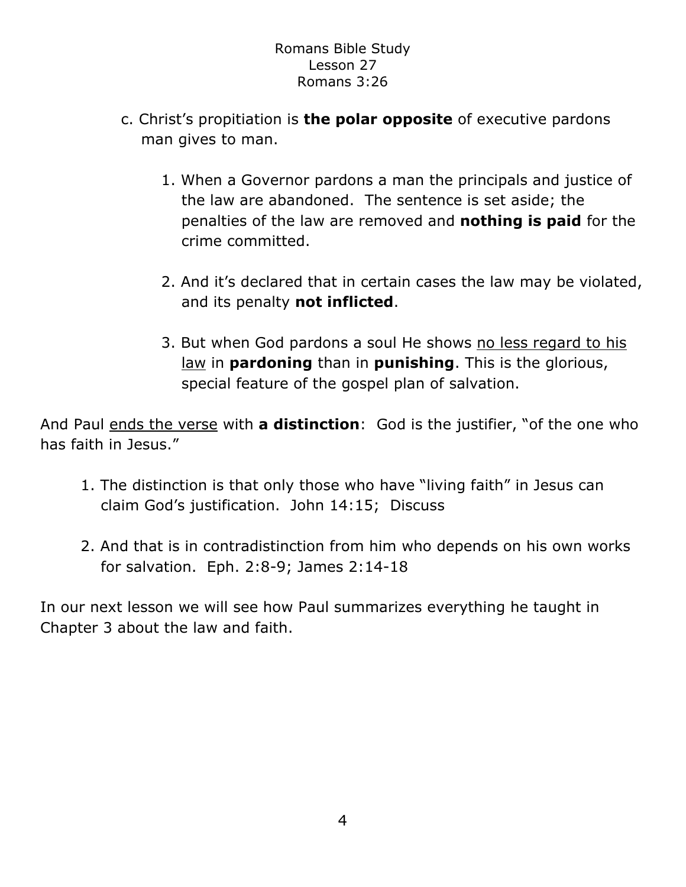c. Christ's propitiation is **the polar opposite** of executive pardons man gives to man.

1. When a Governor pardons a man the principals and justice of the law are abandoned. The sentence is set aside; the penalties of the law are removed and **nothing is paid** for the crime committed.

2. And it's declared that in certain cases the law may be violated, and its penalty **not inflicted**.

3. But when God pardons a soul He shows <u>no less regard to his law</u> in **pardoning** than in **punishing**. This is the glorious, special feature of the gospel plan of salvation.

And Paul <u>ends the verse</u> with **a distinction**: God is the justifier, "of the one who has faith in Jesus."

1. The distinction is that only those who have "living faith" in Jesus can claim God's justification. John 14:15; Discuss

2. And that is in contradistinction from him who depends on his own works for salvation. Eph. 2:8-9; James 2:14-18

In our next lesson we will see how Paul summarizes everything he taught in Chapter 3 about the law and faith.